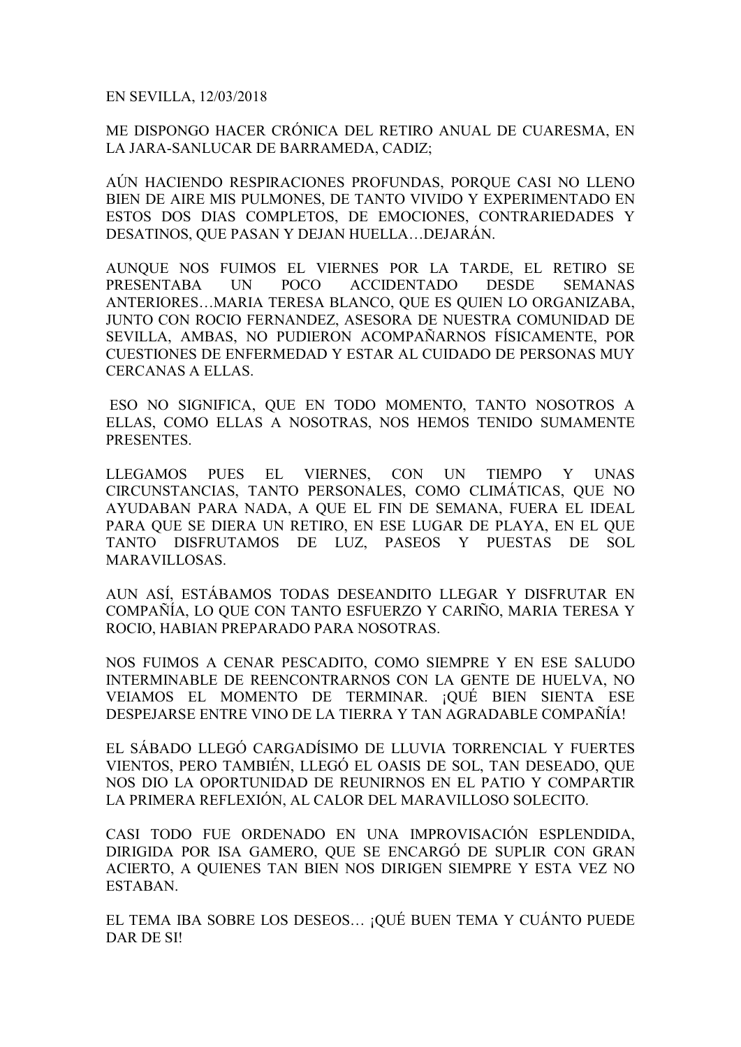EN SEVILLA, 12/03/2018

ME DISPONGO HACER CRÓNICA DEL RETIRO ANUAL DE CUARESMA, EN LA JARA-SANLUCAR DE BARRAMEDA, CADIZ;

AÚN HACIENDO RESPIRACIONES PROFUNDAS, PORQUE CASI NO LLENO BIEN DE AIRE MIS PULMONES, DE TANTO VIVIDO Y EXPERIMENTADO EN ESTOS DOS DIAS COMPLETOS, DE EMOCIONES, CONTRARIEDADES Y DESATINOS, QUE PASAN Y DEJAN HUELLA…DEJARÁN.

AUNQUE NOS FUIMOS EL VIERNES POR LA TARDE, EL RETIRO SE PRESENTABA UN POCO ACCIDENTADO DESDE SEMANAS ANTERIORES…MARIA TERESA BLANCO, QUE ES QUIEN LO ORGANIZABA, JUNTO CON ROCIO FERNANDEZ, ASESORA DE NUESTRA COMUNIDAD DE SEVILLA, AMBAS, NO PUDIERON ACOMPAÑARNOS FÍSICAMENTE, POR CUESTIONES DE ENFERMEDAD Y ESTAR AL CUIDADO DE PERSONAS MUY CERCANAS A ELLAS.

ESO NO SIGNIFICA, QUE EN TODO MOMENTO, TANTO NOSOTROS A ELLAS, COMO ELLAS A NOSOTRAS, NOS HEMOS TENIDO SUMAMENTE PRESENTES.

LLEGAMOS PUES EL VIERNES, CON UN TIEMPO Y UNAS CIRCUNSTANCIAS, TANTO PERSONALES, COMO CLIMÁTICAS, QUE NO AYUDABAN PARA NADA, A QUE EL FIN DE SEMANA, FUERA EL IDEAL PARA QUE SE DIERA UN RETIRO, EN ESE LUGAR DE PLAYA, EN EL QUE TANTO DISFRUTAMOS DE LUZ, PASEOS Y PUESTAS DE SOL MARAVILLOSAS.

AUN ASÍ, ESTÁBAMOS TODAS DESEANDITO LLEGAR Y DISFRUTAR EN COMPAÑÍA, LO QUE CON TANTO ESFUERZO Y CARIÑO, MARIA TERESA Y ROCIO, HABIAN PREPARADO PARA NOSOTRAS.

NOS FUIMOS A CENAR PESCADITO, COMO SIEMPRE Y EN ESE SALUDO INTERMINABLE DE REENCONTRARNOS CON LA GENTE DE HUELVA, NO VEIAMOS EL MOMENTO DE TERMINAR. ¡QUÉ BIEN SIENTA ESE DESPEJARSE ENTRE VINO DE LA TIERRA Y TAN AGRADABLE COMPAÑÍA!

EL SÁBADO LLEGÓ CARGADÍSIMO DE LLUVIA TORRENCIAL Y FUERTES VIENTOS, PERO TAMBIÉN, LLEGÓ EL OASIS DE SOL, TAN DESEADO, QUE NOS DIO LA OPORTUNIDAD DE REUNIRNOS EN EL PATIO Y COMPARTIR LA PRIMERA REFLEXIÓN, AL CALOR DEL MARAVILLOSO SOLECITO.

CASI TODO FUE ORDENADO EN UNA IMPROVISACIÓN ESPLENDIDA, DIRIGIDA POR ISA GAMERO, QUE SE ENCARGÓ DE SUPLIR CON GRAN ACIERTO, A QUIENES TAN BIEN NOS DIRIGEN SIEMPRE Y ESTA VEZ NO ESTABAN.

EL TEMA IBA SOBRE LOS DESEOS… ¡QUÉ BUEN TEMA Y CUÁNTO PUEDE DAR DE SI!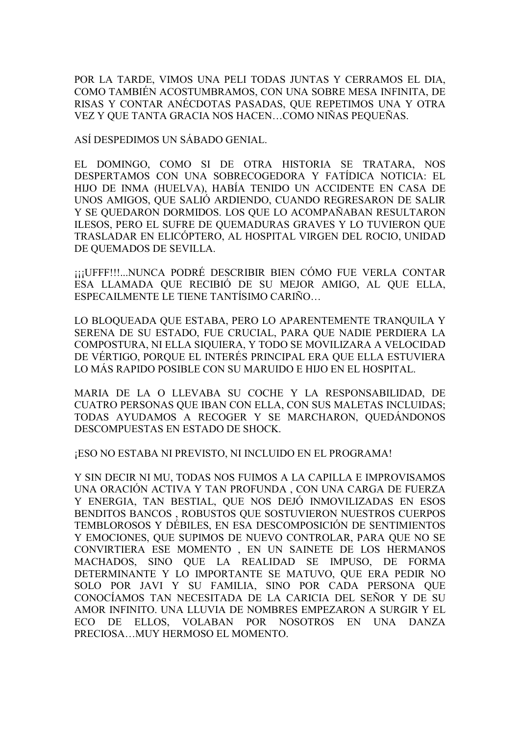POR LA TARDE, VIMOS UNA PELI TODAS JUNTAS Y CERRAMOS EL DIA, COMO TAMBIÉN ACOSTUMBRAMOS, CON UNA SOBRE MESA INFINITA, DE RISAS Y CONTAR ANÉCDOTAS PASADAS, QUE REPETIMOS UNA Y OTRA VEZ Y QUE TANTA GRACIA NOS HACEN…COMO NIÑAS PEQUEÑAS.

ASÍ DESPEDIMOS UN SÁBADO GENIAL.

EL DOMINGO, COMO SI DE OTRA HISTORIA SE TRATARA, NOS DESPERTAMOS CON UNA SOBRECOGEDORA Y FATÍDICA NOTICIA: EL HIJO DE INMA (HUELVA), HABÍA TENIDO UN ACCIDENTE EN CASA DE UNOS AMIGOS, QUE SALIÓ ARDIENDO, CUANDO REGRESARON DE SALIR Y SE QUEDARON DORMIDOS. LOS QUE LO ACOMPAÑABAN RESULTARON ILESOS, PERO EL SUFRE DE QUEMADURAS GRAVES Y LO TUVIERON QUE TRASLADAR EN ELICÓPTERO, AL HOSPITAL VIRGEN DEL ROCIO, UNIDAD DE QUEMADOS DE SEVILLA.

¡¡¡UFFF!!!...NUNCA PODRÉ DESCRIBIR BIEN CÓMO FUE VERLA CONTAR ESA LLAMADA QUE RECIBIÓ DE SU MEJOR AMIGO, AL QUE ELLA, ESPECAILMENTE LE TIENE TANTÍSIMO CARIÑO…

LO BLOQUEADA QUE ESTABA, PERO LO APARENTEMENTE TRANQUILA Y SERENA DE SU ESTADO, FUE CRUCIAL, PARA QUE NADIE PERDIERA LA COMPOSTURA, NI ELLA SIQUIERA, Y TODO SE MOVILIZARA A VELOCIDAD DE VÉRTIGO, PORQUE EL INTERÉS PRINCIPAL ERA QUE ELLA ESTUVIERA LO MÁS RAPIDO POSIBLE CON SU MARUIDO E HIJO EN EL HOSPITAL.

MARIA DE LA O LLEVABA SU COCHE Y LA RESPONSABILIDAD, DE CUATRO PERSONAS QUE IBAN CON ELLA, CON SUS MALETAS INCLUIDAS; TODAS AYUDAMOS A RECOGER Y SE MARCHARON, QUEDÁNDONOS DESCOMPUESTAS EN ESTADO DE SHOCK.

¡ESO NO ESTABA NI PREVISTO, NI INCLUIDO EN EL PROGRAMA!

Y SIN DECIR NI MU, TODAS NOS FUIMOS A LA CAPILLA E IMPROVISAMOS UNA ORACIÓN ACTIVA Y TAN PROFUNDA , CON UNA CARGA DE FUERZA Y ENERGIA, TAN BESTIAL, QUE NOS DEJÓ INMOVILIZADAS EN ESOS BENDITOS BANCOS , ROBUSTOS QUE SOSTUVIERON NUESTROS CUERPOS TEMBLOROSOS Y DÉBILES, EN ESA DESCOMPOSICIÓN DE SENTIMIENTOS Y EMOCIONES, QUE SUPIMOS DE NUEVO CONTROLAR, PARA QUE NO SE CONVIRTIERA ESE MOMENTO , EN UN SAINETE DE LOS HERMANOS MACHADOS, SINO QUE LA REALIDAD SE IMPUSO, DE FORMA DETERMINANTE Y LO IMPORTANTE SE MATUVO, QUE ERA PEDIR NO SOLO POR JAVI Y SU FAMILIA, SINO POR CADA PERSONA QUE CONOCÍAMOS TAN NECESITADA DE LA CARICIA DEL SEÑOR Y DE SU AMOR INFINITO. UNA LLUVIA DE NOMBRES EMPEZARON A SURGIR Y EL ECO DE ELLOS, VOLABAN POR NOSOTROS EN UNA DANZA PRECIOSA…MUY HERMOSO EL MOMENTO.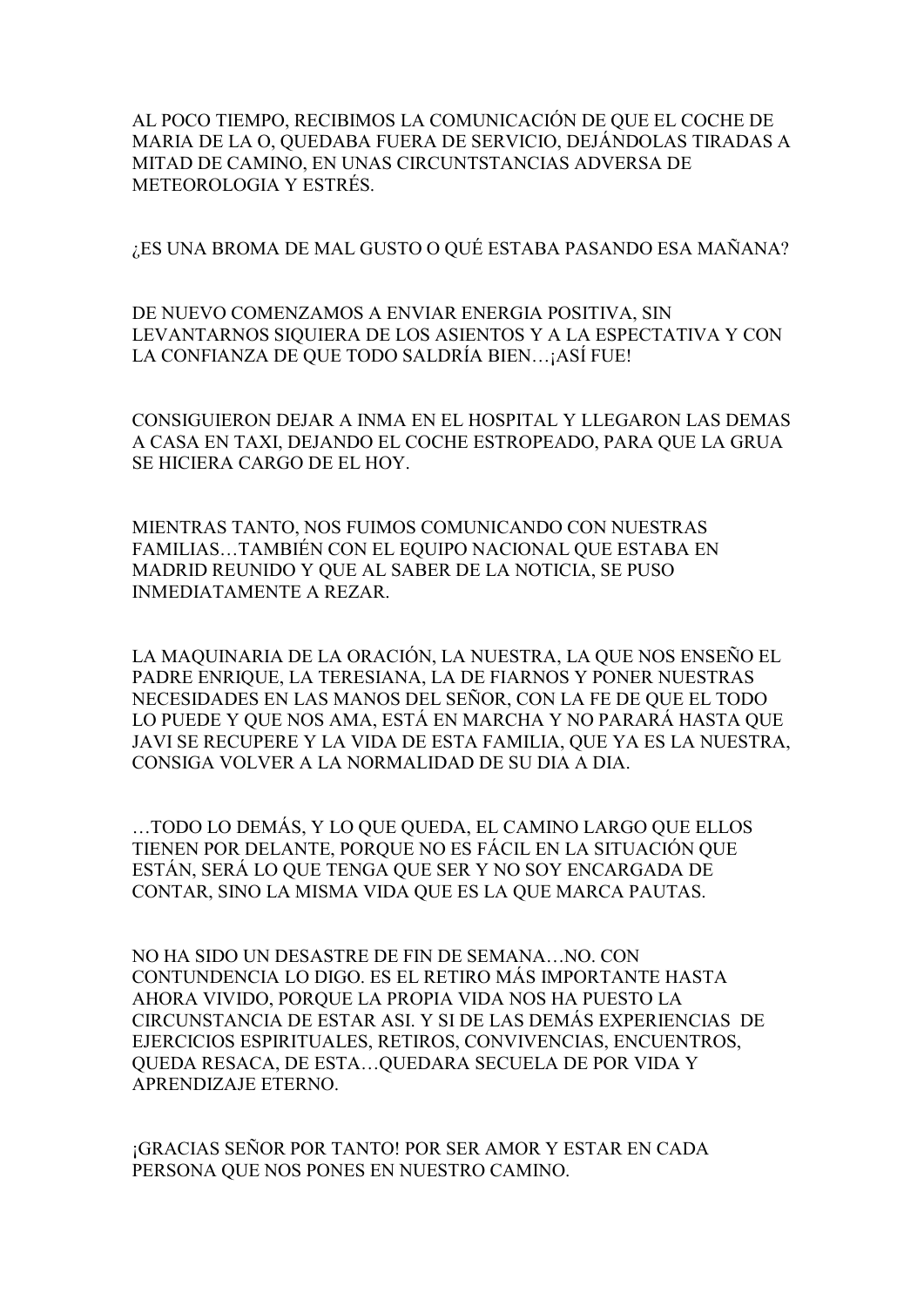AL POCO TIEMPO, RECIBIMOS LA COMUNICACIÓN DE QUE EL COCHE DE MARIA DE LA O, QUEDABA FUERA DE SERVICIO, DEJÁNDOLAS TIRADAS A MITAD DE CAMINO, EN UNAS CIRCUNTSTANCIAS ADVERSA DE METEOROLOGIA Y ESTRÉS.

¿ES UNA BROMA DE MAL GUSTO O QUÉ ESTABA PASANDO ESA MAÑANA?

DE NUEVO COMENZAMOS A ENVIAR ENERGIA POSITIVA, SIN LEVANTARNOS SIQUIERA DE LOS ASIENTOS Y A LA ESPECTATIVA Y CON LA CONFIANZA DE QUE TODO SALDRÍA BIEN…¡ASÍ FUE!

CONSIGUIERON DEJAR A INMA EN EL HOSPITAL Y LLEGARON LAS DEMAS A CASA EN TAXI, DEJANDO EL COCHE ESTROPEADO, PARA QUE LA GRUA SE HICIERA CARGO DE EL HOY.

MIENTRAS TANTO, NOS FUIMOS COMUNICANDO CON NUESTRAS FAMILIAS…TAMBIÉN CON EL EQUIPO NACIONAL QUE ESTABA EN MADRID REUNIDO Y QUE AL SABER DE LA NOTICIA, SE PUSO INMEDIATAMENTE A REZAR.

LA MAQUINARIA DE LA ORACIÓN, LA NUESTRA, LA QUE NOS ENSEÑO EL PADRE ENRIQUE, LA TERESIANA, LA DE FIARNOS Y PONER NUESTRAS NECESIDADES EN LAS MANOS DEL SEÑOR, CON LA FE DE QUE EL TODO LO PUEDE Y QUE NOS AMA, ESTÁ EN MARCHA Y NO PARARÁ HASTA QUE JAVI SE RECUPERE Y LA VIDA DE ESTA FAMILIA, QUE YA ES LA NUESTRA, CONSIGA VOLVER A LA NORMALIDAD DE SU DIA A DIA.

…TODO LO DEMÁS, Y LO QUE QUEDA, EL CAMINO LARGO QUE ELLOS TIENEN POR DELANTE, PORQUE NO ES FÁCIL EN LA SITUACIÓN QUE ESTÁN, SERÁ LO QUE TENGA QUE SER Y NO SOY ENCARGADA DE CONTAR, SINO LA MISMA VIDA QUE ES LA QUE MARCA PAUTAS.

NO HA SIDO UN DESASTRE DE FIN DE SEMANA…NO. CON CONTUNDENCIA LO DIGO. ES EL RETIRO MÁS IMPORTANTE HASTA AHORA VIVIDO, PORQUE LA PROPIA VIDA NOS HA PUESTO LA CIRCUNSTANCIA DE ESTAR ASI. Y SI DE LAS DEMÁS EXPERIENCIAS DE EJERCICIOS ESPIRITUALES, RETIROS, CONVIVENCIAS, ENCUENTROS, QUEDA RESACA, DE ESTA…QUEDARA SECUELA DE POR VIDA Y APRENDIZAJE ETERNO.

¡GRACIAS SEÑOR POR TANTO! POR SER AMOR Y ESTAR EN CADA PERSONA QUE NOS PONES EN NUESTRO CAMINO.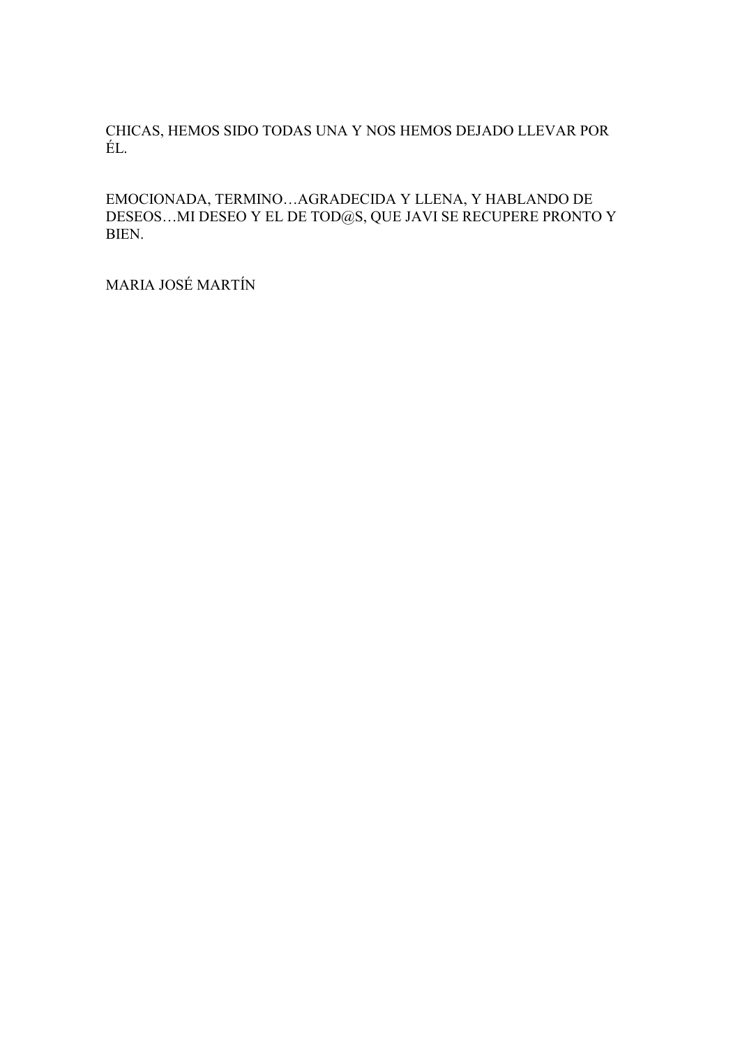CHICAS, HEMOS SIDO TODAS UNA Y NOS HEMOS DEJADO LLEVAR POR ÉL.

EMOCIONADA, TERMINO…AGRADECIDA Y LLENA, Y HABLANDO DE DESEOS…MI DESEO Y EL DE TOD@S, QUE JAVI SE RECUPERE PRONTO Y BIEN.

MARIA JOSÉ MARTÍN